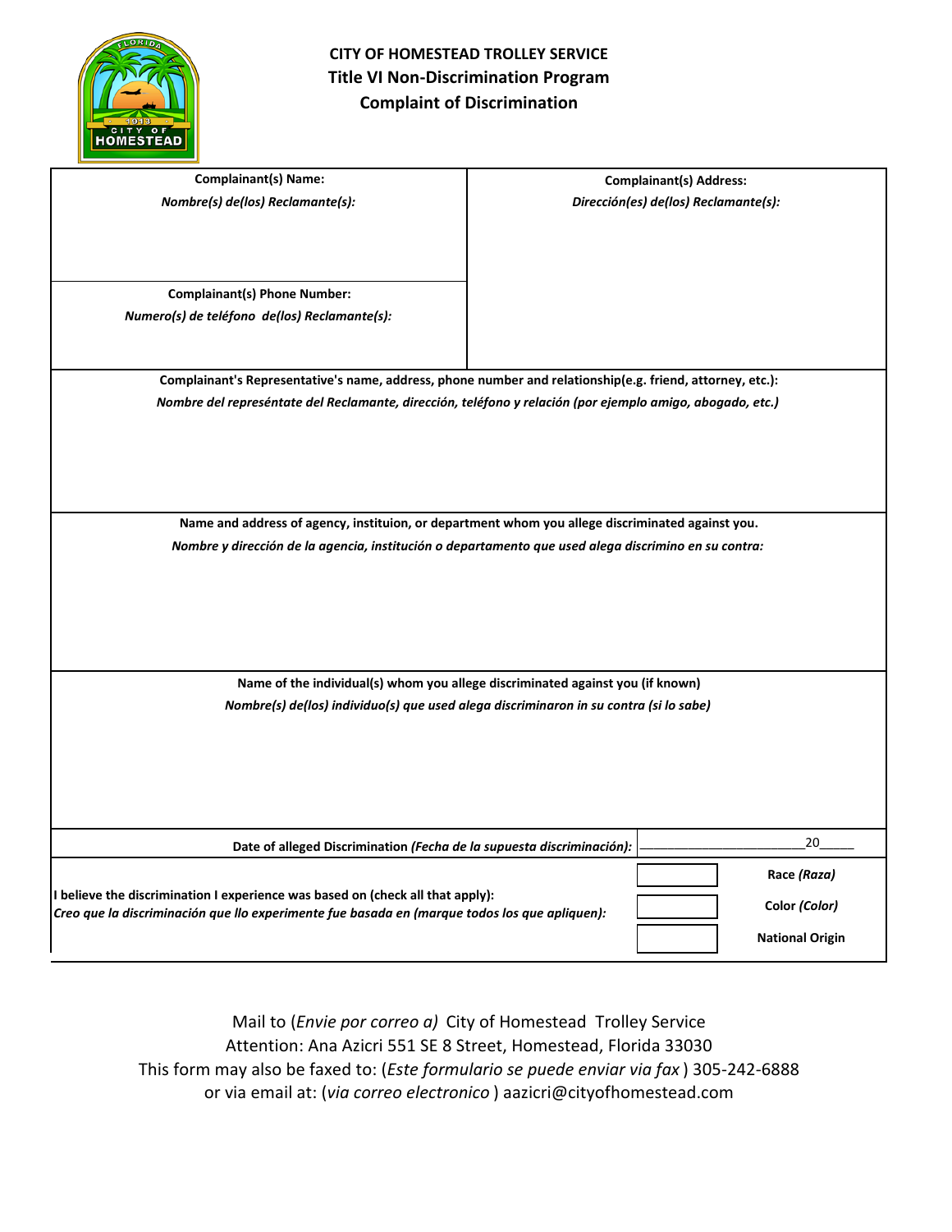**CITY OF HOMESTEAD TROLLEY SERVICE**

**Title VI Non-Discrimination Program**

**Complaint of Discrimination**

| **Complaint(s) Name:** *Nombre(s) de(los) Reclamante(s):* | **Complainant(s) Address:** *Dirección(es) de(los) Reclamante(s):* |
|---|---|
| **Complainant(s) Phone Number:** *Numero(s) de teléfono de(los) Reclamante(s):* | |

**Complainant's Representative's name, address, phone number and relationship(e.g. friend, attorney, etc.):**
*Nombre del represéntate del Reclamante, dirección, teléfono y relación (por ejemplo amigo, abogado, etc.)*

**Name and address of agency, instituion, or department whom you allege discriminated against you.**
*Nombre y dirección de la agencia, institución o departamento que used alega discrimino en su contra:*

**Name of the individual(s) whom you allege discriminated against you (if known)**
*Nombre(s) de(los) individuo(s) que used alega discriminaron in su contra (si lo sabe)*

**Date of alleged Discrimination** *(Fecha de la supuesta discriminación):* ______________________20_____

**I believe the discrimination I experience was based on (check all that apply):**
*Creo que la discriminación que llo experimente fue basada en (marque todos los que apliquen):*

- [ ] **Race** *(Raza)*
- [ ] **Color** *(Color)*
- [ ] **National Origin**

Mail to (*Envie por correo a)* City of Homestead Trolley Service
Attention: Ana Azicri 551 SE 8 Street, Homestead, Florida 33030
This form may also be faxed to: (*Este formulario se puede enviar via fax* ) 305-242-6888
or via email at: (*via correo electronico* ) aazicri@cityofhomestead.com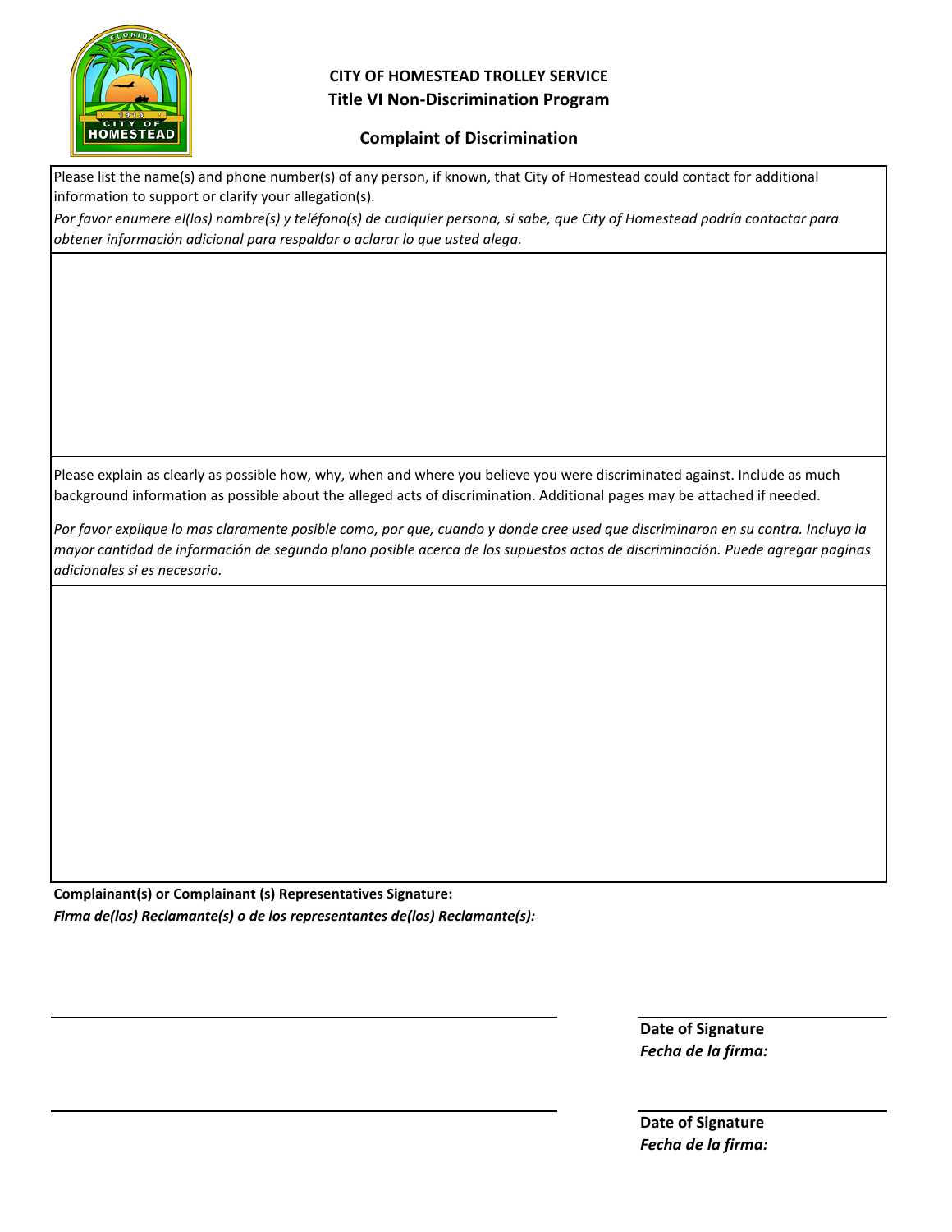**CITY OF HOMESTEAD TROLLEY SERVICE**

**Title VI Non-Discrimination Program**

**Complaint of Discrimination**

Please list the name(s) and phone number(s) of any person, if known, that City of Homestead could contact for additional information to support or clarify your allegation(s).

*Por favor enumere el(los) nombre(s) y teléfono(s) de cualquier persona, si sabe, que City of Homestead podría contactar para obtener información adicional para respaldar o aclarar lo que usted alega.*

Please explain as clearly as possible how, why, when and where you believe you were discriminated against. Include as much background information as possible about the alleged acts of discrimination. Additional pages may be attached if needed.

*Por favor explique lo mas claramente posible como, por que, cuando y donde cree used que discriminaron en su contra. Incluya la mayor cantidad de información de segundo plano posible acerca de los supuestos actos de discriminación. Puede agregar paginas adicionales si es necesario.*

**Complainant(s) or Complainant (s) Representatives Signature:**

***Firma de(los) Reclamante(s) o de los representantes de(los) Reclamante(s):***

**Date of Signature**

***Fecha de la firma:***

**Date of Signature**

***Fecha de la firma:***